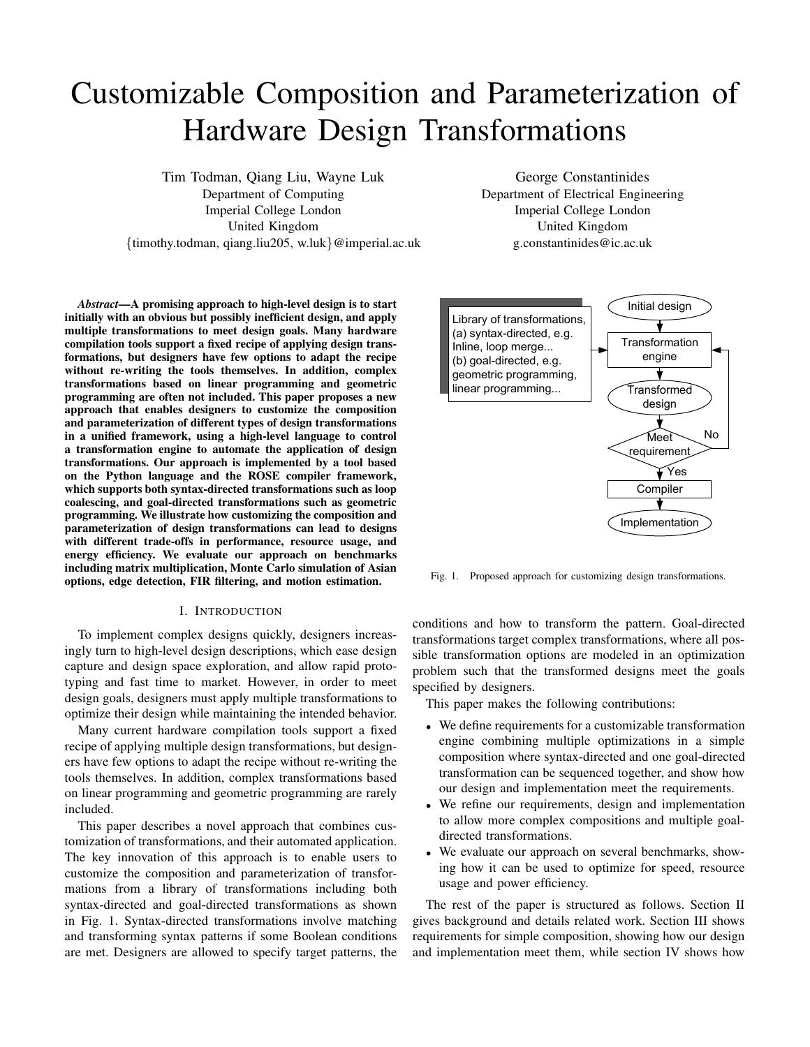# Customizable Composition and Parameterization of Hardware Design Transformations

Tim Todman, Qiang Liu, Wayne Luk
Department of Computing
Imperial College London
United Kingdom
{timothy.todman, qiang.liu205, w.luk}@imperial.ac.uk

George Constantinides
Department of Electrical Engineering
Imperial College London
United Kingdom
g.constantinides@ic.ac.uk

***Abstract*—A promising approach to high-level design is to start initially with an obvious but possibly inefficient design, and apply multiple transformations to meet design goals. Many hardware compilation tools support a fixed recipe of applying design transformations, but designers have few options to adapt the recipe without re-writing the tools themselves. In addition, complex transformations based on linear programming and geometric programming are often not included. This paper proposes a new approach that enables designers to customize the composition and parameterization of different types of design transformations in a unified framework, using a high-level language to control a transformation engine to automate the application of design transformations. Our approach is implemented by a tool based on the Python language and the ROSE compiler framework, which supports both syntax-directed transformations such as loop coalescing, and goal-directed transformations such as geometric programming. We illustrate how customizing the composition and parameterization of design transformations can lead to designs with different trade-offs in performance, resource usage, and energy efficiency. We evaluate our approach on benchmarks including matrix multiplication, Monte Carlo simulation of Asian options, edge detection, FIR filtering, and motion estimation.**

## I. Introduction

To implement complex designs quickly, designers increasingly turn to high-level design descriptions, which ease design capture and design space exploration, and allow rapid prototyping and fast time to market. However, in order to meet design goals, designers must apply multiple transformations to optimize their design while maintaining the intended behavior.

Many current hardware compilation tools support a fixed recipe of applying multiple design transformations, but designers have few options to adapt the recipe without re-writing the tools themselves. In addition, complex transformations based on linear programming and geometric programming are rarely included.

This paper describes a novel approach that combines customization of transformations, and their automated application. The key innovation of this approach is to enable users to customize the composition and parameterization of transformations from a library of transformations including both syntax-directed and goal-directed transformations as shown in Fig. 1. Syntax-directed transformations involve matching and transforming syntax patterns if some Boolean conditions are met. Designers are allowed to specify target patterns, the conditions and how to transform the pattern. Goal-directed transformations target complex transformations, where all possible transformation options are modeled in an optimization problem such that the transformed designs meet the goals specified by designers.

Library of transformations, (a) syntax-directed, e.g. Inline, loop merge... (b) goal-directed, e.g. geometric programming, linear programming...

Initial design

Transformation engine

Transformed design

Meet requirement

No

Yes

Compiler

Implementation

Fig. 1. Proposed approach for customizing design transformations.

This paper makes the following contributions:

- We define requirements for a customizable transformation engine combining multiple optimizations in a simple composition where syntax-directed and one goal-directed transformation can be sequenced together, and show how our design and implementation meet the requirements.
- We refine our requirements, design and implementation to allow more complex compositions and multiple goal-directed transformations.
- We evaluate our approach on several benchmarks, showing how it can be used to optimize for speed, resource usage and power efficiency.

The rest of the paper is structured as follows. Section II gives background and details related work. Section III shows requirements for simple composition, showing how our design and implementation meet them, while section IV shows how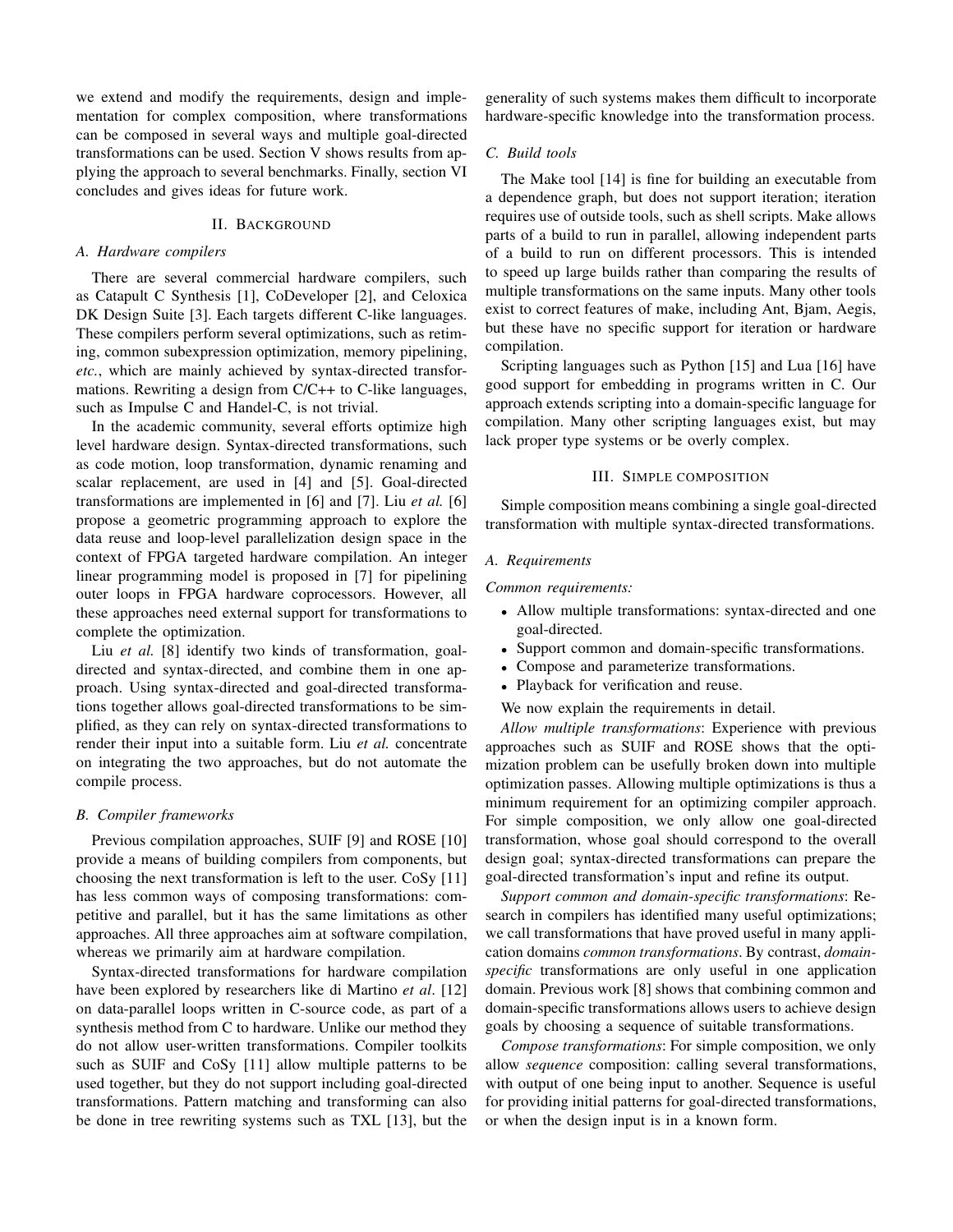we extend and modify the requirements, design and implementation for complex composition, where transformations can be composed in several ways and multiple goal-directed transformations can be used. Section V shows results from applying the approach to several benchmarks. Finally, section VI concludes and gives ideas for future work.

## II. Background

### A. Hardware compilers

There are several commercial hardware compilers, such as Catapult C Synthesis [1], CoDeveloper [2], and Celoxica DK Design Suite [3]. Each targets different C-like languages. These compilers perform several optimizations, such as retiming, common subexpression optimization, memory pipelining, *etc.*, which are mainly achieved by syntax-directed transformations. Rewriting a design from C/C++ to C-like languages, such as Impulse C and Handel-C, is not trivial.

In the academic community, several efforts optimize high level hardware design. Syntax-directed transformations, such as code motion, loop transformation, dynamic renaming and scalar replacement, are used in [4] and [5]. Goal-directed transformations are implemented in [6] and [7]. Liu *et al.* [6] propose a geometric programming approach to explore the data reuse and loop-level parallelization design space in the context of FPGA targeted hardware compilation. An integer linear programming model is proposed in [7] for pipelining outer loops in FPGA hardware coprocessors. However, all these approaches need external support for transformations to complete the optimization.

Liu *et al.* [8] identify two kinds of transformation, goal-directed and syntax-directed, and combine them in one approach. Using syntax-directed and goal-directed transformations together allows goal-directed transformations to be simplified, as they can rely on syntax-directed transformations to render their input into a suitable form. Liu *et al.* concentrate on integrating the two approaches, but do not automate the compile process.

### B. Compiler frameworks

Previous compilation approaches, SUIF [9] and ROSE [10] provide a means of building compilers from components, but choosing the next transformation is left to the user. CoSy [11] has less common ways of composing transformations: competitive and parallel, but it has the same limitations as other approaches. All three approaches aim at software compilation, whereas we primarily aim at hardware compilation.

Syntax-directed transformations for hardware compilation have been explored by researchers like di Martino *et al*. [12] on data-parallel loops written in C-source code, as part of a synthesis method from C to hardware. Unlike our method they do not allow user-written transformations. Compiler toolkits such as SUIF and CoSy [11] allow multiple patterns to be used together, but they do not support including goal-directed transformations. Pattern matching and transforming can also be done in tree rewriting systems such as TXL [13], but the generality of such systems makes them difficult to incorporate hardware-specific knowledge into the transformation process.

### C. Build tools

The Make tool [14] is fine for building an executable from a dependence graph, but does not support iteration; iteration requires use of outside tools, such as shell scripts. Make allows parts of a build to run in parallel, allowing independent parts of a build to run on different processors. This is intended to speed up large builds rather than comparing the results of multiple transformations on the same inputs. Many other tools exist to correct features of make, including Ant, Bjam, Aegis, but these have no specific support for iteration or hardware compilation.

Scripting languages such as Python [15] and Lua [16] have good support for embedding in programs written in C. Our approach extends scripting into a domain-specific language for compilation. Many other scripting languages exist, but may lack proper type systems or be overly complex.

## III. Simple composition

Simple composition means combining a single goal-directed transformation with multiple syntax-directed transformations.

### A. Requirements

*Common requirements:*

- Allow multiple transformations: syntax-directed and one goal-directed.
- Support common and domain-specific transformations.
- Compose and parameterize transformations.
- Playback for verification and reuse.

We now explain the requirements in detail.

*Allow multiple transformations*: Experience with previous approaches such as SUIF and ROSE shows that the optimization problem can be usefully broken down into multiple optimization passes. Allowing multiple optimizations is thus a minimum requirement for an optimizing compiler approach. For simple composition, we only allow one goal-directed transformation, whose goal should correspond to the overall design goal; syntax-directed transformations can prepare the goal-directed transformation's input and refine its output.

*Support common and domain-specific transformations*: Research in compilers has identified many useful optimizations; we call transformations that have proved useful in many application domains *common transformations*. By contrast, *domain-specific* transformations are only useful in one application domain. Previous work [8] shows that combining common and domain-specific transformations allows users to achieve design goals by choosing a sequence of suitable transformations.

*Compose transformations*: For simple composition, we only allow *sequence* composition: calling several transformations, with output of one being input to another. Sequence is useful for providing initial patterns for goal-directed transformations, or when the design input is in a known form.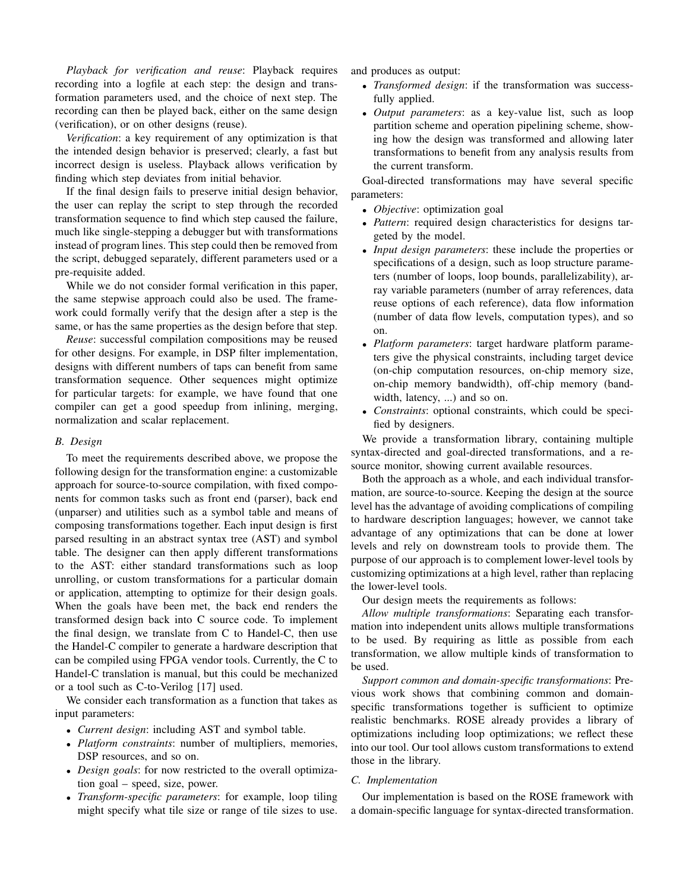*Playback for verification and reuse*: Playback requires recording into a logfile at each step: the design and transformation parameters used, and the choice of next step. The recording can then be played back, either on the same design (verification), or on other designs (reuse).

*Verification*: a key requirement of any optimization is that the intended design behavior is preserved; clearly, a fast but incorrect design is useless. Playback allows verification by finding which step deviates from initial behavior.

If the final design fails to preserve initial design behavior, the user can replay the script to step through the recorded transformation sequence to find which step caused the failure, much like single-stepping a debugger but with transformations instead of program lines. This step could then be removed from the script, debugged separately, different parameters used or a pre-requisite added.

While we do not consider formal verification in this paper, the same stepwise approach could also be used. The framework could formally verify that the design after a step is the same, or has the same properties as the design before that step.

*Reuse*: successful compilation compositions may be reused for other designs. For example, in DSP filter implementation, designs with different numbers of taps can benefit from same transformation sequence. Other sequences might optimize for particular targets: for example, we have found that one compiler can get a good speedup from inlining, merging, normalization and scalar replacement.

### B. Design

To meet the requirements described above, we propose the following design for the transformation engine: a customizable approach for source-to-source compilation, with fixed components for common tasks such as front end (parser), back end (unparser) and utilities such as a symbol table and means of composing transformations together. Each input design is first parsed resulting in an abstract syntax tree (AST) and symbol table. The designer can then apply different transformations to the AST: either standard transformations such as loop unrolling, or custom transformations for a particular domain or application, attempting to optimize for their design goals. When the goals have been met, the back end renders the transformed design back into C source code. To implement the final design, we translate from C to Handel-C, then use the Handel-C compiler to generate a hardware description that can be compiled using FPGA vendor tools. Currently, the C to Handel-C translation is manual, but this could be mechanized or a tool such as C-to-Verilog [17] used.

We consider each transformation as a function that takes as input parameters:

- *Current design*: including AST and symbol table.
- *Platform constraints*: number of multipliers, memories, DSP resources, and so on.
- *Design goals*: for now restricted to the overall optimization goal – speed, size, power.
- *Transform-specific parameters*: for example, loop tiling might specify what tile size or range of tile sizes to use.

and produces as output:

- *Transformed design*: if the transformation was successfully applied.
- *Output parameters*: as a key-value list, such as loop partition scheme and operation pipelining scheme, showing how the design was transformed and allowing later transformations to benefit from any analysis results from the current transform.

Goal-directed transformations may have several specific parameters:

- *Objective*: optimization goal
- *Pattern*: required design characteristics for designs targeted by the model.
- *Input design parameters*: these include the properties or specifications of a design, such as loop structure parameters (number of loops, loop bounds, parallelizability), array variable parameters (number of array references, data reuse options of each reference), data flow information (number of data flow levels, computation types), and so on.
- *Platform parameters*: target hardware platform parameters give the physical constraints, including target device (on-chip computation resources, on-chip memory size, on-chip memory bandwidth), off-chip memory (bandwidth, latency, ...) and so on.
- *Constraints*: optional constraints, which could be specified by designers.

We provide a transformation library, containing multiple syntax-directed and goal-directed transformations, and a resource monitor, showing current available resources.

Both the approach as a whole, and each individual transformation, are source-to-source. Keeping the design at the source level has the advantage of avoiding complications of compiling to hardware description languages; however, we cannot take advantage of any optimizations that can be done at lower levels and rely on downstream tools to provide them. The purpose of our approach is to complement lower-level tools by customizing optimizations at a high level, rather than replacing the lower-level tools.

Our design meets the requirements as follows:

*Allow multiple transformations*: Separating each transformation into independent units allows multiple transformations to be used. By requiring as little as possible from each transformation, we allow multiple kinds of transformation to be used.

*Support common and domain-specific transformations*: Previous work shows that combining common and domain-specific transformations together is sufficient to optimize realistic benchmarks. ROSE already provides a library of optimizations including loop optimizations; we reflect these into our tool. Our tool allows custom transformations to extend those in the library.

### C. Implementation

Our implementation is based on the ROSE framework with a domain-specific language for syntax-directed transformation.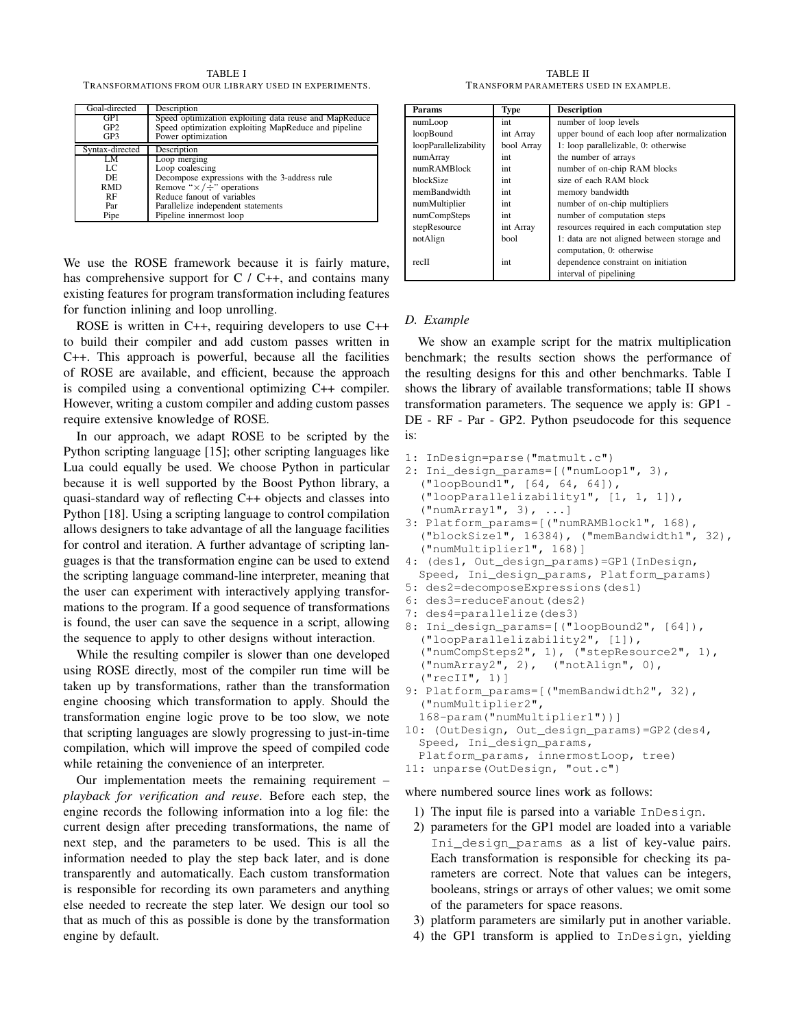TABLE I
TRANSFORMATIONS FROM OUR LIBRARY USED IN EXPERIMENTS.

| Goal-directed | Description |
|---|---|
| GP1 | Speed optimization exploiting data reuse and MapReduce |
| GP2 | Speed optimization exploiting MapReduce and pipeline |
| GP3 | Power optimization |

| Syntax-directed | Description |
|---|---|
| LM | Loop merging |
| LC | Loop coalescing |
| DE | Decompose expressions with the 3-address rule |
| RMD | Remove "$\times/\div$" operations |
| RF | Reduce fanout of variables |
| Par | Parallelize independent statements |
| Pipe | Pipeline innermost loop |

We use the ROSE framework because it is fairly mature, has comprehensive support for C / C++, and contains many existing features for program transformation including features for function inlining and loop unrolling.

ROSE is written in C++, requiring developers to use C++ to build their compiler and add custom passes written in C++. This approach is powerful, because all the facilities of ROSE are available, and efficient, because the approach is compiled using a conventional optimizing C++ compiler. However, writing a custom compiler and adding custom passes require extensive knowledge of ROSE.

In our approach, we adapt ROSE to be scripted by the Python scripting language [15]; other scripting languages like Lua could equally be used. We choose Python in particular because it is well supported by the Boost Python library, a quasi-standard way of reflecting C++ objects and classes into Python [18]. Using a scripting language to control compilation allows designers to take advantage of all the language facilities for control and iteration. A further advantage of scripting languages is that the transformation engine can be used to extend the scripting language command-line interpreter, meaning that the user can experiment with interactively applying transformations to the program. If a good sequence of transformations is found, the user can save the sequence in a script, allowing the sequence to apply to other designs without interaction.

While the resulting compiler is slower than one developed using ROSE directly, most of the compiler run time will be taken up by transformations, rather than the transformation engine choosing which transformation to apply. Should the transformation engine logic prove to be too slow, we note that scripting languages are slowly progressing to just-in-time compilation, which will improve the speed of compiled code while retaining the convenience of an interpreter.

Our implementation meets the remaining requirement – *playback for verification and reuse*. Before each step, the engine records the following information into a log file: the current design after preceding transformations, the name of next step, and the parameters to be used. This is all the information needed to play the step back later, and is done transparently and automatically. Each custom transformation is responsible for recording its own parameters and anything else needed to recreate the step later. We design our tool so that as much of this as possible is done by the transformation engine by default.

TABLE II
TRANSFORM PARAMETERS USED IN EXAMPLE.

| Params | Type | Description |
|---|---|---|
| numLoop | int | number of loop levels |
| loopBound | int Array | upper bound of each loop after normalization |
| loopParallelizability | bool Array | 1: loop parallelizable, 0: otherwise |
| numArray | int | the number of arrays |
| numRAMBlock | int | number of on-chip RAM blocks |
| blockSize | int | size of each RAM block |
| memBandwidth | int | memory bandwidth |
| numMultiplier | int | number of on-chip multipliers |
| numCompSteps | int | number of computation steps |
| stepResource | int Array | resources required in each computation step |
| notAlign | bool | 1: data are not aligned between storage and computation, 0: otherwise |
| recII | int | dependence constraint on initiation interval of pipelining |

### D. Example

We show an example script for the matrix multiplication benchmark; the results section shows the performance of the resulting designs for this and other benchmarks. Table I shows the library of available transformations; table II shows transformation parameters. The sequence we apply is: GP1 - DE - RF - Par - GP2. Python pseudocode for this sequence is:

```
1: InDesign=parse("matmult.c")
2: Ini_design_params=[("numLoop1", 3),
   ("loopBound1", [64, 64, 64]),
   ("loopParallelizability1", [1, 1, 1]),
   ("numArray1", 3), ...]
3: Platform_params=[("numRAMBlock1", 168),
   ("blockSize1", 16384), ("memBandwidth1", 32),
   ("numMultiplier1", 168)]
4: (des1, Out_design_params)=GP1(InDesign,
   Speed, Ini_design_params, Platform_params)
5: des2=decomposeExpressions(des1)
6: des3=reduceFanout(des2)
7: des4=parallelize(des3)
8: Ini_design_params=[("loopBound2", [64]),
   ("loopParallelizability2", [1]),
   ("numCompSteps2", 1), ("stepResource2", 1),
   ("numArray2", 2),  ("notAlign", 0),
   ("recII", 1)]
9: Platform_params=[("memBandwidth2", 32),
   ("numMultiplier2",
   168-param("numMultiplier1"))]
10: (OutDesign, Out_design_params)=GP2(des4,
   Speed, Ini_design_params,
   Platform_params, innermostLoop, tree)
11: unparse(OutDesign, "out.c")
```

where numbered source lines work as follows:

1) The input file is parsed into a variable `InDesign`.
2) parameters for the GP1 model are loaded into a variable `Ini_design_params` as a list of key-value pairs. Each transformation is responsible for checking its parameters are correct. Note that values can be integers, booleans, strings or arrays of other values; we omit some of the parameters for space reasons.
3) platform parameters are similarly put in another variable.
4) the GP1 transform is applied to `InDesign`, yielding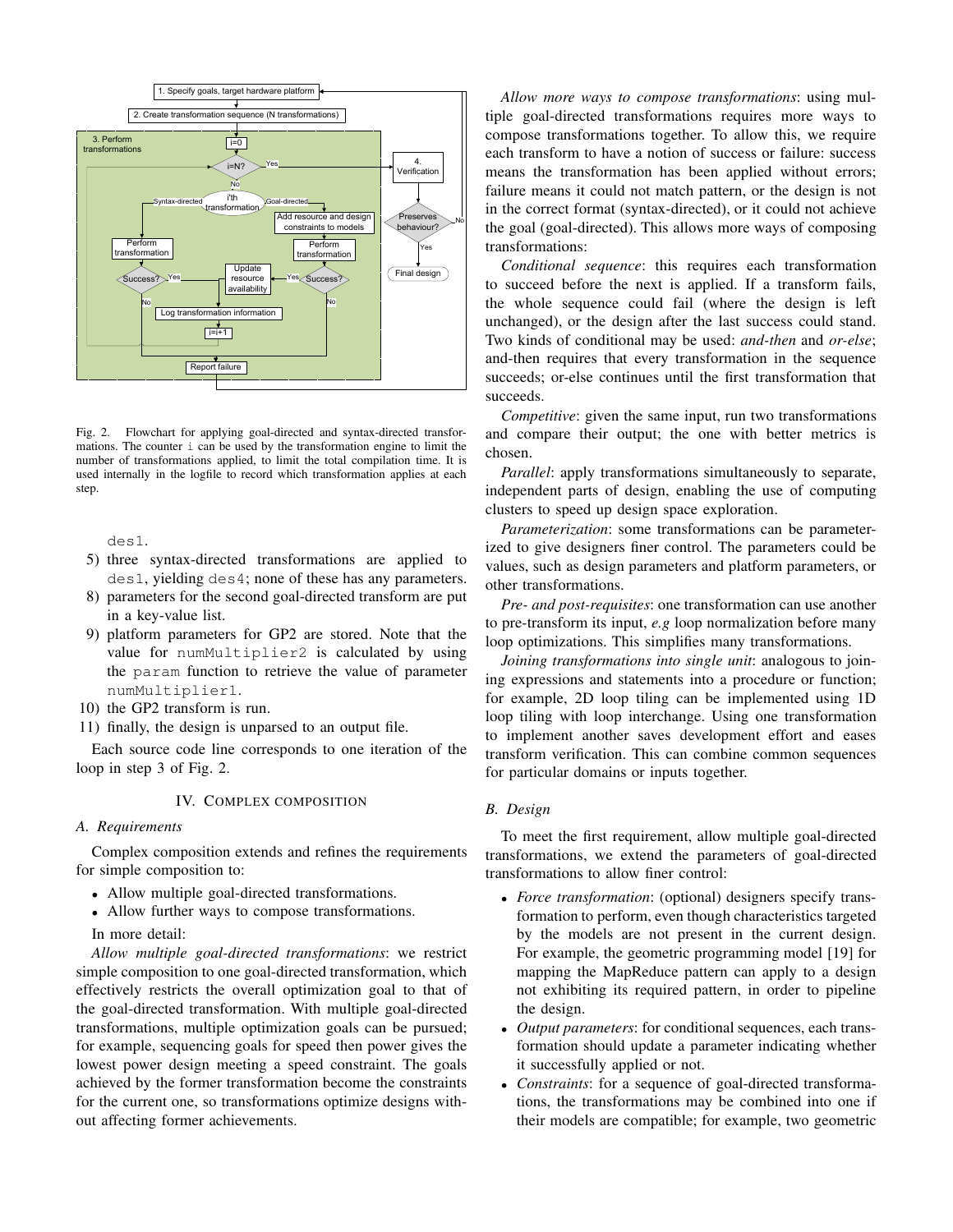1. Specify goals, target hardware platform

2. Create transformation sequence (N transformations)

3. Perform transformations

i=0

i=N?

Yes

No

i'th transformation

Syntax-directed

Goal-directed

Add resource and design constraints to models

Perform transformation

Perform transformation

Success?

Yes

No

Success?

Yes

No

Update resource availability

Log transformation information

i=i+1

Report failure

4. Verification

Preserves behaviour?

Yes

No

Final design

Fig. 2. Flowchart for applying goal-directed and syntax-directed transformations. The counter i can be used by the transformation engine to limit the number of transformations applied, to limit the total compilation time. It is used internally in the logfile to record which transformation applies at each step.

des1.

5) three syntax-directed transformations are applied to des1, yielding des4; none of these has any parameters.
8) parameters for the second goal-directed transform are put in a key-value list.
9) platform parameters for GP2 are stored. Note that the value for numMultiplier2 is calculated by using the param function to retrieve the value of parameter numMultiplier1.
10) the GP2 transform is run.
11) finally, the design is unparsed to an output file.

Each source code line corresponds to one iteration of the loop in step 3 of Fig. 2.

## IV. Complex composition

### A. Requirements

Complex composition extends and refines the requirements for simple composition to:

- Allow multiple goal-directed transformations.
- Allow further ways to compose transformations.

In more detail:

*Allow multiple goal-directed transformations*: we restrict simple composition to one goal-directed transformation, which effectively restricts the overall optimization goal to that of the goal-directed transformation. With multiple goal-directed transformations, multiple optimization goals can be pursued; for example, sequencing goals for speed then power gives the lowest power design meeting a speed constraint. The goals achieved by the former transformation become the constraints for the current one, so transformations optimize designs without affecting former achievements.

*Allow more ways to compose transformations*: using multiple goal-directed transformations requires more ways to compose transformations together. To allow this, we require each transform to have a notion of success or failure: success means the transformation has been applied without errors; failure means it could not match pattern, or the design is not in the correct format (syntax-directed), or it could not achieve the goal (goal-directed). This allows more ways of composing transformations:

*Conditional sequence*: this requires each transformation to succeed before the next is applied. If a transform fails, the whole sequence could fail (where the design is left unchanged), or the design after the last success could stand. Two kinds of conditional may be used: *and-then* and *or-else*; and-then requires that every transformation in the sequence succeeds; or-else continues until the first transformation that succeeds.

*Competitive*: given the same input, run two transformations and compare their output; the one with better metrics is chosen.

*Parallel*: apply transformations simultaneously to separate, independent parts of design, enabling the use of computing clusters to speed up design space exploration.

*Parameterization*: some transformations can be parameterized to give designers finer control. The parameters could be values, such as design parameters and platform parameters, or other transformations.

*Pre- and post-requisites*: one transformation can use another to pre-transform its input, *e.g* loop normalization before many loop optimizations. This simplifies many transformations.

*Joining transformations into single unit*: analogous to joining expressions and statements into a procedure or function; for example, 2D loop tiling can be implemented using 1D loop tiling with loop interchange. Using one transformation to implement another saves development effort and eases transform verification. This can combine common sequences for particular domains or inputs together.

### B. Design

To meet the first requirement, allow multiple goal-directed transformations, we extend the parameters of goal-directed transformations to allow finer control:

- *Force transformation*: (optional) designers specify transformation to perform, even though characteristics targeted by the models are not present in the current design. For example, the geometric programming model [19] for mapping the MapReduce pattern can apply to a design not exhibiting its required pattern, in order to pipeline the design.
- *Output parameters*: for conditional sequences, each transformation should update a parameter indicating whether it successfully applied or not.
- *Constraints*: for a sequence of goal-directed transformations, the transformations may be combined into one if their models are compatible; for example, two geometric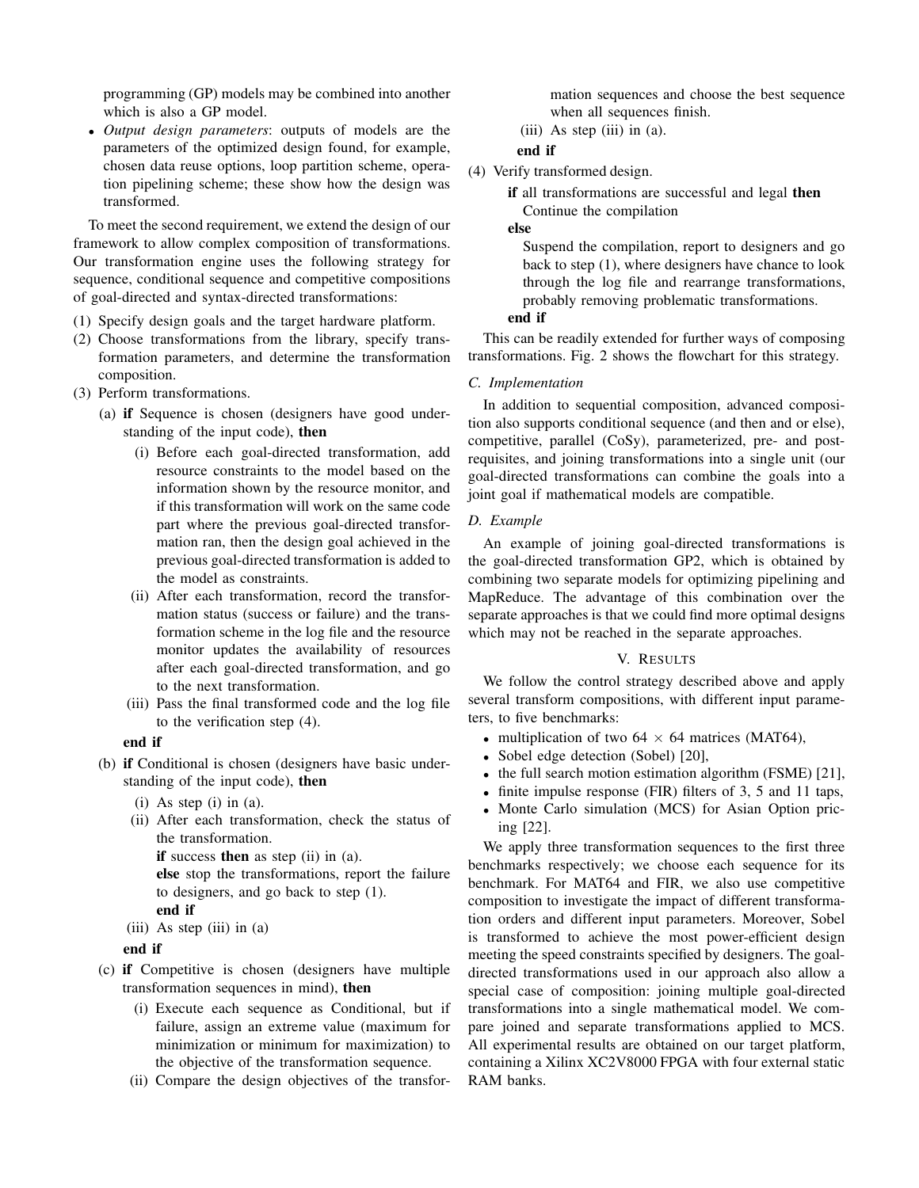programming (GP) models may be combined into another which is also a GP model.

- *Output design parameters*: outputs of models are the parameters of the optimized design found, for example, chosen data reuse options, loop partition scheme, operation pipelining scheme; these show how the design was transformed.

To meet the second requirement, we extend the design of our framework to allow complex composition of transformations. Our transformation engine uses the following strategy for sequence, conditional sequence and competitive compositions of goal-directed and syntax-directed transformations:

(1) Specify design goals and the target hardware platform.

(2) Choose transformations from the library, specify transformation parameters, and determine the transformation composition.

(3) Perform transformations.

  (a) **if** Sequence is chosen (designers have good understanding of the input code), **then**

    (i) Before each goal-directed transformation, add resource constraints to the model based on the information shown by the resource monitor, and if this transformation will work on the same code part where the previous goal-directed transformation ran, then the design goal achieved in the previous goal-directed transformation is added to the model as constraints.

    (ii) After each transformation, record the transformation status (success or failure) and the transformation scheme in the log file and the resource monitor updates the availability of resources after each goal-directed transformation, and go to the next transformation.

    (iii) Pass the final transformed code and the log file to the verification step (4).

  **end if**

  (b) **if** Conditional is chosen (designers have basic understanding of the input code), **then**

    (i) As step (i) in (a).

    (ii) After each transformation, check the status of the transformation.
    **if** success **then** as step (ii) in (a).
    **else** stop the transformations, report the failure to designers, and go back to step (1).
    **end if**

    (iii) As step (iii) in (a)

  **end if**

  (c) **if** Competitive is chosen (designers have multiple transformation sequences in mind), **then**

    (i) Execute each sequence as Conditional, but if failure, assign an extreme value (maximum for minimization or minimum for maximization) to the objective of the transformation sequence.

    (ii) Compare the design objectives of the transformation sequences and choose the best sequence when all sequences finish.

    (iii) As step (iii) in (a).

  **end if**

(4) Verify transformed design.

  **if** all transformations are successful and legal **then**
    Continue the compilation
  **else**
    Suspend the compilation, report to designers and go back to step (1), where designers have chance to look through the log file and rearrange transformations, probably removing problematic transformations.
  **end if**

This can be readily extended for further ways of composing transformations. Fig. 2 shows the flowchart for this strategy.

### C. Implementation

In addition to sequential composition, advanced composition also supports conditional sequence (and then and or else), competitive, parallel (CoSy), parameterized, pre- and post-requisites, and joining transformations into a single unit (our goal-directed transformations can combine the goals into a joint goal if mathematical models are compatible.

### D. Example

An example of joining goal-directed transformations is the goal-directed transformation GP2, which is obtained by combining two separate models for optimizing pipelining and MapReduce. The advantage of this combination over the separate approaches is that we could find more optimal designs which may not be reached in the separate approaches.

## V. Results

We follow the control strategy described above and apply several transform compositions, with different input parameters, to five benchmarks:

- multiplication of two $64 \times 64$ matrices (MAT64),
- Sobel edge detection (Sobel) [20],
- the full search motion estimation algorithm (FSME) [21],
- finite impulse response (FIR) filters of 3, 5 and 11 taps,
- Monte Carlo simulation (MCS) for Asian Option pricing [22].

We apply three transformation sequences to the first three benchmarks respectively; we choose each sequence for its benchmark. For MAT64 and FIR, we also use competitive composition to investigate the impact of different transformation orders and different input parameters. Moreover, Sobel is transformed to achieve the most power-efficient design meeting the speed constraints specified by designers. The goal-directed transformations used in our approach also allow a special case of composition: joining multiple goal-directed transformations into a single mathematical model. We compare joined and separate transformations applied to MCS. All experimental results are obtained on our target platform, containing a Xilinx XC2V8000 FPGA with four external static RAM banks.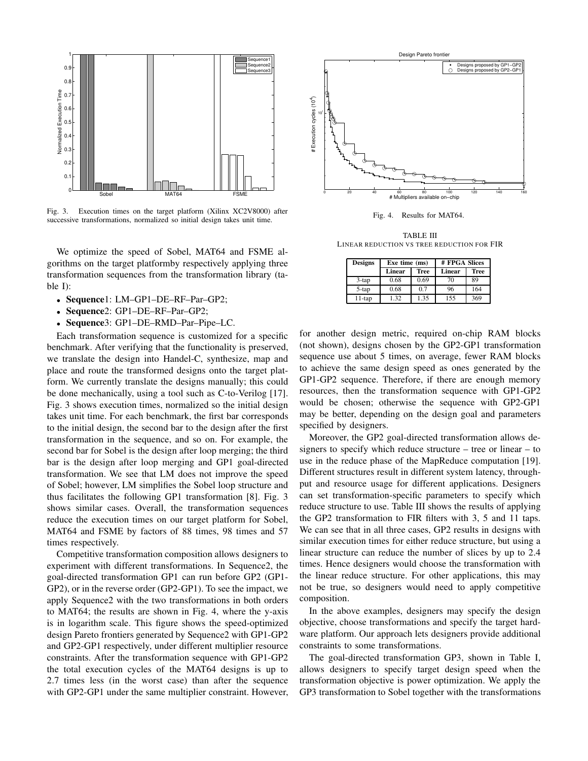Fig. 3. Execution times on the target platform (Xilinx XC2V8000) after successive transformations, normalized so initial design takes unit time.

Fig. 4. Results for MAT64.

We optimize the speed of Sobel, MAT64 and FSME algorithms on the target platformby respectively applying three transformation sequences from the transformation library (table I):

- **Sequence**1: LM–GP1–DE–RF–Par–GP2;
- **Sequence**2: GP1–DE–RF–Par–GP2;
- **Sequence**3: GP1–DE–RMD–Par–Pipe–LC.

Each transformation sequence is customized for a specific benchmark. After verifying that the functionality is preserved, we translate the design into Handel-C, synthesize, map and place and route the transformed designs onto the target platform. We currently translate the designs manually; this could be done mechanically, using a tool such as C-to-Verilog [17]. Fig. 3 shows execution times, normalized so the initial design takes unit time. For each benchmark, the first bar corresponds to the initial design, the second bar to the design after the first transformation in the sequence, and so on. For example, the second bar for Sobel is the design after loop merging; the third bar is the design after loop merging and GP1 goal-directed transformation. We see that LM does not improve the speed of Sobel; however, LM simplifies the Sobel loop structure and thus facilitates the following GP1 transformation [8]. Fig. 3 shows similar cases. Overall, the transformation sequences reduce the execution times on our target platform for Sobel, MAT64 and FSME by factors of 88 times, 98 times and 57 times respectively.

Competitive transformation composition allows designers to experiment with different transformations. In Sequence2, the goal-directed transformation GP1 can run before GP2 (GP1-GP2), or in the reverse order (GP2-GP1). To see the impact, we apply Sequence2 with the two transformations in both orders to MAT64; the results are shown in Fig. 4, where the y-axis is in logarithm scale. This figure shows the speed-optimized design Pareto frontiers generated by Sequence2 with GP1-GP2 and GP2-GP1 respectively, under different multiplier resource constraints. After the transformation sequence with GP1-GP2 the total execution cycles of the MAT64 designs is up to 2.7 times less (in the worst case) than after the sequence with GP2-GP1 under the same multiplier constraint. However, for another design metric, required on-chip RAM blocks (not shown), designs chosen by the GP2-GP1 transformation sequence use about 5 times, on average, fewer RAM blocks to achieve the same design speed as ones generated by the GP1-GP2 sequence. Therefore, if there are enough memory resources, then the transformation sequence with GP1-GP2 would be chosen; otherwise the sequence with GP2-GP1 may be better, depending on the design goal and parameters specified by designers.

TABLE III
LINEAR REDUCTION VS TREE REDUCTION FOR FIR

| Designs | Exe time (ms) | | # FPGA Slices | |
|---|---|---|---|---|
| | Linear | Tree | Linear | Tree |
| 3-tap | 0.68 | 0.69 | 70 | 89 |
| 5-tap | 0.68 | 0.7 | 96 | 164 |
| 11-tap | 1.32 | 1.35 | 155 | 369 |

Moreover, the GP2 goal-directed transformation allows designers to specify which reduce structure – tree or linear – to use in the reduce phase of the MapReduce computation [19]. Different structures result in different system latency, throughput and resource usage for different applications. Designers can set transformation-specific parameters to specify which reduce structure to use. Table III shows the results of applying the GP2 transformation to FIR filters with 3, 5 and 11 taps. We can see that in all three cases, GP2 results in designs with similar execution times for either reduce structure, but using a linear structure can reduce the number of slices by up to 2.4 times. Hence designers would choose the transformation with the linear reduce structure. For other applications, this may not be true, so designers would need to apply competitive composition.

In the above examples, designers may specify the design objective, choose transformations and specify the target hardware platform. Our approach lets designers provide additional constraints to some transformations.

The goal-directed transformation GP3, shown in Table I, allows designers to specify target design speed when the transformation objective is power optimization. We apply the GP3 transformation to Sobel together with the transformations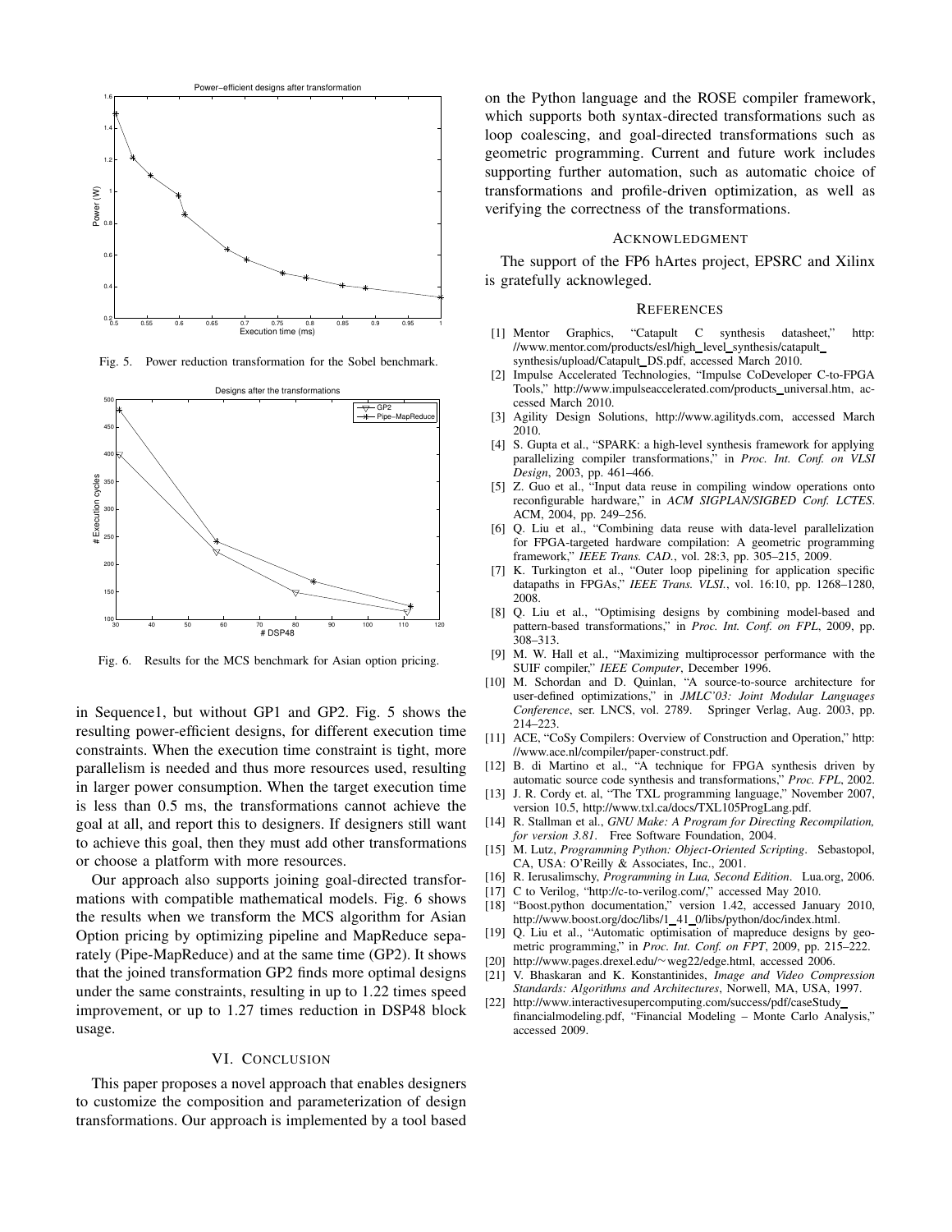Power–efficient designs after transformation

Power (W)

1.6
1.4
1.2
1
0.8
0.6
0.4
0.2

0.5 0.55 0.6 0.65 0.7 0.75 0.8 0.85 0.9 0.95 1

Execution time (ms)

Fig. 5. Power reduction transformation for the Sobel benchmark.

Designs after the transformations

GP2
Pipe–MapReduce

# Execution cycles

500
450
400
350
300
250
200
150
100

30 40 50 60 70 80 90 100 110 120

# DSP48

Fig. 6. Results for the MCS benchmark for Asian option pricing.

in Sequence1, but without GP1 and GP2. Fig. 5 shows the resulting power-efficient designs, for different execution time constraints. When the execution time constraint is tight, more parallelism is needed and thus more resources used, resulting in larger power consumption. When the target execution time is less than 0.5 ms, the transformations cannot achieve the goal at all, and report this to designers. If designers still want to achieve this goal, then they must add other transformations or choose a platform with more resources.

Our approach also supports joining goal-directed transformations with compatible mathematical models. Fig. 6 shows the results when we transform the MCS algorithm for Asian Option pricing by optimizing pipeline and MapReduce separately (Pipe-MapReduce) and at the same time (GP2). It shows that the joined transformation GP2 finds more optimal designs under the same constraints, resulting in up to 1.22 times speed improvement, or up to 1.27 times reduction in DSP48 block usage.

## VI. Conclusion

This paper proposes a novel approach that enables designers to customize the composition and parameterization of design transformations. Our approach is implemented by a tool based on the Python language and the ROSE compiler framework, which supports both syntax-directed transformations such as loop coalescing, and goal-directed transformations such as geometric programming. Current and future work includes supporting further automation, such as automatic choice of transformations and profile-driven optimization, as well as verifying the correctness of the transformations.

## Acknowledgment

The support of the FP6 hArtes project, EPSRC and Xilinx is gratefully acknowleged.

## References

[1] Mentor Graphics, "Catapult C synthesis datasheet," http://www.mentor.com/products/esl/high_level_synthesis/catapult_synthesis/upload/Catapult_DS.pdf, accessed March 2010.

[2] Impulse Accelerated Technologies, "Impulse CoDeveloper C-to-FPGA Tools," http://www.impulseaccelerated.com/products_universal.htm, accessed March 2010.

[3] Agility Design Solutions, http://www.agilityds.com, accessed March 2010.

[4] S. Gupta et al., "SPARK: a high-level synthesis framework for applying parallelizing compiler transformations," in *Proc. Int. Conf. on VLSI Design*, 2003, pp. 461–466.

[5] Z. Guo et al., "Input data reuse in compiling window operations onto reconfigurable hardware," in *ACM SIGPLAN/SIGBED Conf. LCTES*. ACM, 2004, pp. 249–256.

[6] Q. Liu et al., "Combining data reuse with data-level parallelization for FPGA-targeted hardware compilation: A geometric programming framework," *IEEE Trans. CAD.*, vol. 28:3, pp. 305–215, 2009.

[7] K. Turkington et al., "Outer loop pipelining for application specific datapaths in FPGAs," *IEEE Trans. VLSI.*, vol. 16:10, pp. 1268–1280, 2008.

[8] Q. Liu et al., "Optimising designs by combining model-based and pattern-based transformations," in *Proc. Int. Conf. on FPL*, 2009, pp. 308–313.

[9] M. W. Hall et al., "Maximizing multiprocessor performance with the SUIF compiler," *IEEE Computer*, December 1996.

[10] M. Schordan and D. Quinlan, "A source-to-source architecture for user-defined optimizations," in *JMLC'03: Joint Modular Languages Conference*, ser. LNCS, vol. 2789. Springer Verlag, Aug. 2003, pp. 214–223.

[11] ACE, "CoSy Compilers: Overview of Construction and Operation," http://www.ace.nl/compiler/paper-construct.pdf.

[12] B. di Martino et al., "A technique for FPGA synthesis driven by automatic source code synthesis and transformations," *Proc. FPL*, 2002.

[13] J. R. Cordy et. al, "The TXL programming language," November 2007, version 10.5, http://www.txl.ca/docs/TXL105ProgLang.pdf.

[14] R. Stallman et al., *GNU Make: A Program for Directing Recompilation, for version 3.81*. Free Software Foundation, 2004.

[15] M. Lutz, *Programming Python: Object-Oriented Scripting*. Sebastopol, CA, USA: O'Reilly & Associates, Inc., 2001.

[16] R. Ierusalimschy, *Programming in Lua, Second Edition*. Lua.org, 2006.

[17] C to Verilog, "http://c-to-verilog.com/," accessed May 2010.

[18] "Boost.python documentation," version 1.42, accessed January 2010, http://www.boost.org/doc/libs/1_41_0/libs/python/doc/index.html.

[19] Q. Liu et al., "Automatic optimisation of mapreduce designs by geometric programming," in *Proc. Int. Conf. on FPT*, 2009, pp. 215–222.

[20] http://www.pages.drexel.edu/~weg22/edge.html, accessed 2006.

[21] V. Bhaskaran and K. Konstantinides, *Image and Video Compression Standards: Algorithms and Architectures*, Norwell, MA, USA, 1997.

[22] http://www.interactivesupercomputing.com/success/pdf/caseStudy_financialmodeling.pdf, "Financial Modeling – Monte Carlo Analysis," accessed 2009.